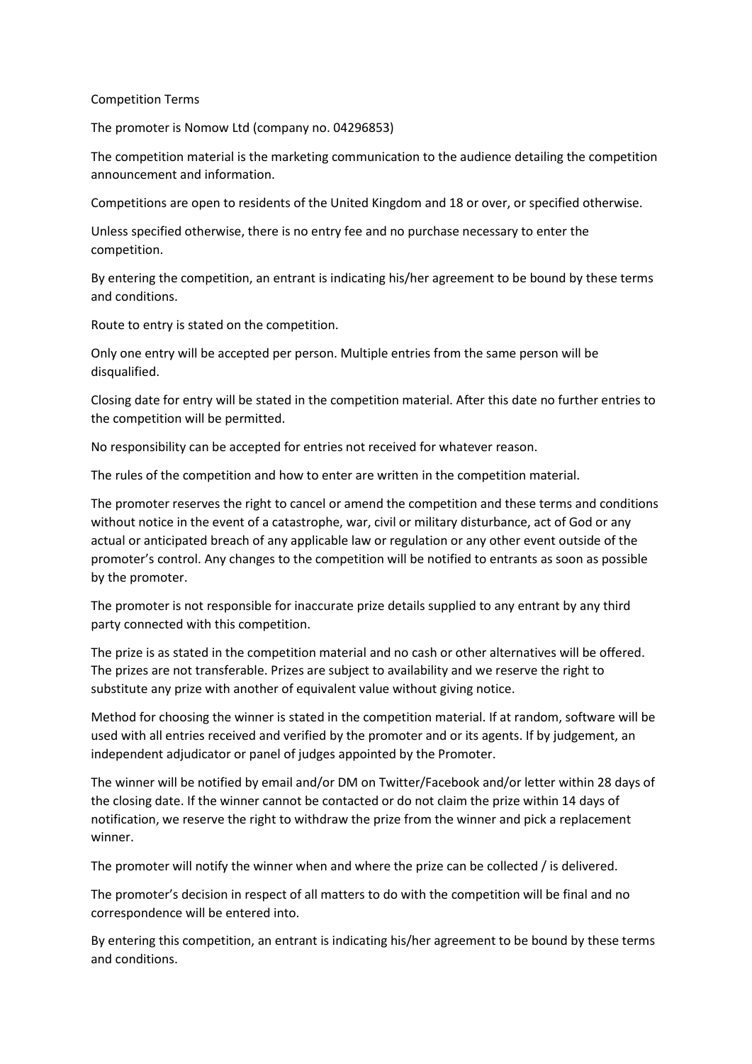# Competition Terms

The promoter is Nomow Ltd (company no. 04296853)

The competition material is the marketing communication to the audience detailing the competition announcement and information.

Competitions are open to residents of the United Kingdom and 18 or over, or specified otherwise.

Unless specified otherwise, there is no entry fee and no purchase necessary to enter the competition.

By entering the competition, an entrant is indicating his/her agreement to be bound by these terms and conditions.

Route to entry is stated on the competition.

Only one entry will be accepted per person. Multiple entries from the same person will be disqualified.

Closing date for entry will be stated in the competition material. After this date no further entries to the competition will be permitted.

No responsibility can be accepted for entries not received for whatever reason.

The rules of the competition and how to enter are written in the competition material.

The promoter reserves the right to cancel or amend the competition and these terms and conditions without notice in the event of a catastrophe, war, civil or military disturbance, act of God or any actual or anticipated breach of any applicable law or regulation or any other event outside of the promoter's control. Any changes to the competition will be notified to entrants as soon as possible by the promoter.

The promoter is not responsible for inaccurate prize details supplied to any entrant by any third party connected with this competition.

The prize is as stated in the competition material and no cash or other alternatives will be offered. The prizes are not transferable. Prizes are subject to availability and we reserve the right to substitute any prize with another of equivalent value without giving notice.

Method for choosing the winner is stated in the competition material. If at random, software will be used with all entries received and verified by the promoter and or its agents. If by judgement, an independent adjudicator or panel of judges appointed by the Promoter.

The winner will be notified by email and/or DM on Twitter/Facebook and/or letter within 28 days of the closing date. If the winner cannot be contacted or do not claim the prize within 14 days of notification, we reserve the right to withdraw the prize from the winner and pick a replacement winner.

The promoter will notify the winner when and where the prize can be collected / is delivered.

The promoter's decision in respect of all matters to do with the competition will be final and no correspondence will be entered into.

By entering this competition, an entrant is indicating his/her agreement to be bound by these terms and conditions.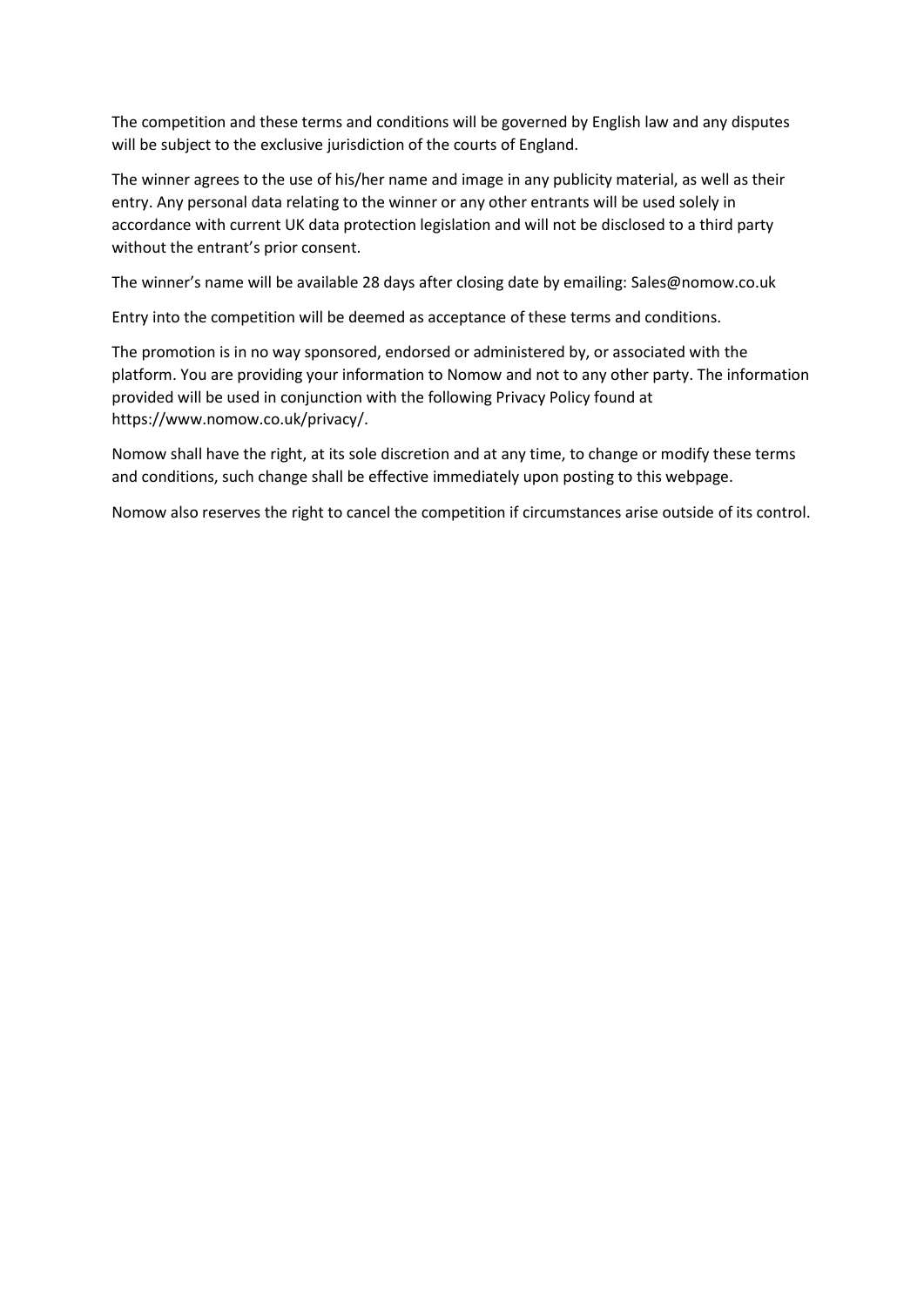The competition and these terms and conditions will be governed by English law and any disputes will be subject to the exclusive jurisdiction of the courts of England.

The winner agrees to the use of his/her name and image in any publicity material, as well as their entry. Any personal data relating to the winner or any other entrants will be used solely in accordance with current UK data protection legislation and will not be disclosed to a third party without the entrant's prior consent.

The winner's name will be available 28 days after closing date by emailing: Sales@nomow.co.uk

Entry into the competition will be deemed as acceptance of these terms and conditions.

The promotion is in no way sponsored, endorsed or administered by, or associated with the platform. You are providing your information to Nomow and not to any other party. The information provided will be used in conjunction with the following Privacy Policy found at https://www.nomow.co.uk/privacy/.

Nomow shall have the right, at its sole discretion and at any time, to change or modify these terms and conditions, such change shall be effective immediately upon posting to this webpage.

Nomow also reserves the right to cancel the competition if circumstances arise outside of its control.